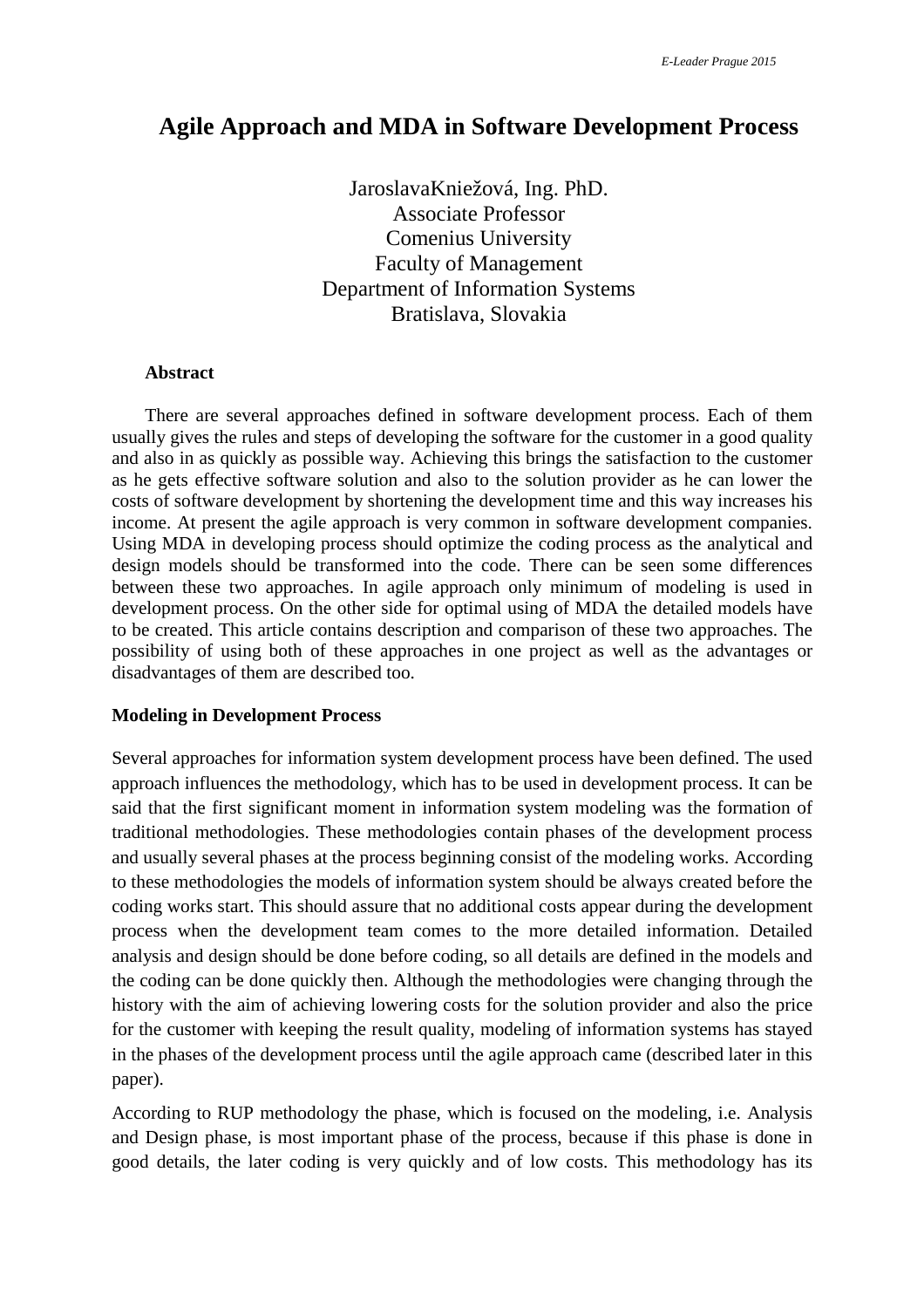# Agile Approach and MDA in Software Development Process

JaroslavaKniežová, Ing. PhD.
Associate Professor
Comenius University
Faculty of Management
Department of Information Systems
Bratislava, Slovakia

**Abstract**

There are several approaches defined in software development process. Each of them usually gives the rules and steps of developing the software for the customer in a good quality and also in as quickly as possible way. Achieving this brings the satisfaction to the customer as he gets effective software solution and also to the solution provider as he can lower the costs of software development by shortening the development time and this way increases his income. At present the agile approach is very common in software development companies. Using MDA in developing process should optimize the coding process as the analytical and design models should be transformed into the code. There can be seen some differences between these two approaches. In agile approach only minimum of modeling is used in development process. On the other side for optimal using of MDA the detailed models have to be created. This article contains description and comparison of these two approaches. The possibility of using both of these approaches in one project as well as the advantages or disadvantages of them are described too.

## Modeling in Development Process

Several approaches for information system development process have been defined. The used approach influences the methodology, which has to be used in development process. It can be said that the first significant moment in information system modeling was the formation of traditional methodologies. These methodologies contain phases of the development process and usually several phases at the process beginning consist of the modeling works. According to these methodologies the models of information system should be always created before the coding works start. This should assure that no additional costs appear during the development process when the development team comes to the more detailed information. Detailed analysis and design should be done before coding, so all details are defined in the models and the coding can be done quickly then. Although the methodologies were changing through the history with the aim of achieving lowering costs for the solution provider and also the price for the customer with keeping the result quality, modeling of information systems has stayed in the phases of the development process until the agile approach came (described later in this paper).

According to RUP methodology the phase, which is focused on the modeling, i.e. Analysis and Design phase, is most important phase of the process, because if this phase is done in good details, the later coding is very quickly and of low costs. This methodology has its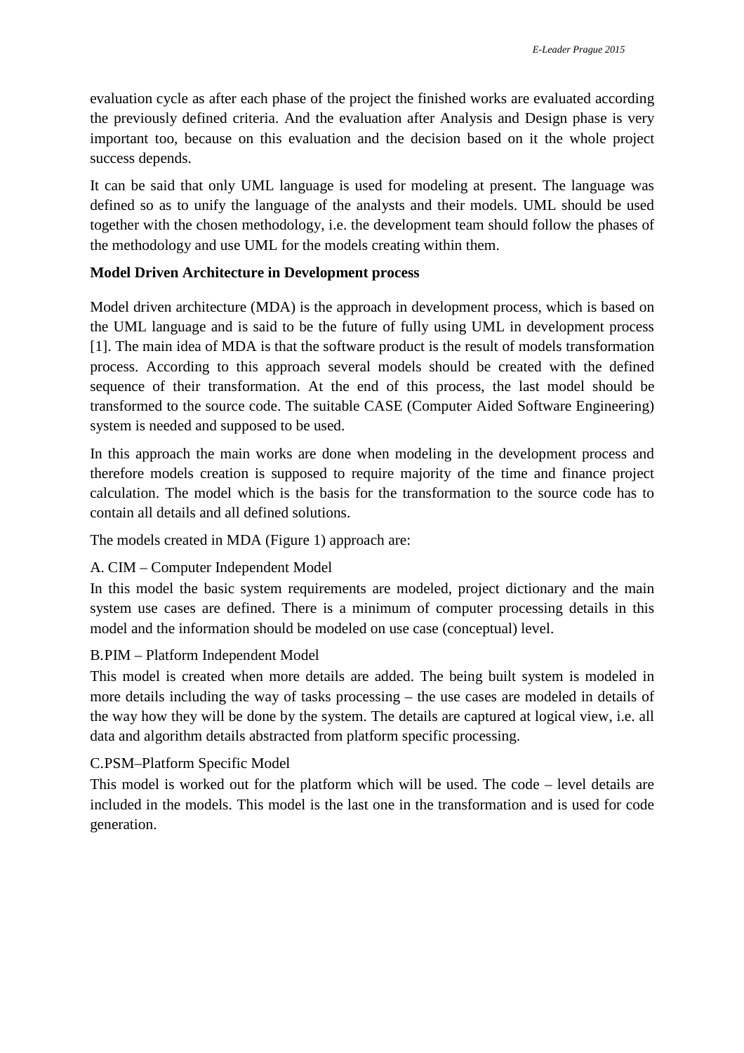evaluation cycle as after each phase of the project the finished works are evaluated according the previously defined criteria. And the evaluation after Analysis and Design phase is very important too, because on this evaluation and the decision based on it the whole project success depends.

It can be said that only UML language is used for modeling at present. The language was defined so as to unify the language of the analysts and their models. UML should be used together with the chosen methodology, i.e. the development team should follow the phases of the methodology and use UML for the models creating within them.

**Model Driven Architecture in Development process**

Model driven architecture (MDA) is the approach in development process, which is based on the UML language and is said to be the future of fully using UML in development process [1]. The main idea of MDA is that the software product is the result of models transformation process. According to this approach several models should be created with the defined sequence of their transformation. At the end of this process, the last model should be transformed to the source code. The suitable CASE (Computer Aided Software Engineering) system is needed and supposed to be used.

In this approach the main works are done when modeling in the development process and therefore models creation is supposed to require majority of the time and finance project calculation. The model which is the basis for the transformation to the source code has to contain all details and all defined solutions.

The models created in MDA (Figure 1) approach are:

A. CIM – Computer Independent Model
In this model the basic system requirements are modeled, project dictionary and the main system use cases are defined. There is a minimum of computer processing details in this model and the information should be modeled on use case (conceptual) level.

B.PIM – Platform Independent Model
This model is created when more details are added. The being built system is modeled in more details including the way of tasks processing – the use cases are modeled in details of the way how they will be done by the system. The details are captured at logical view, i.e. all data and algorithm details abstracted from platform specific processing.

C.PSM–Platform Specific Model
This model is worked out for the platform which will be used. The code – level details are included in the models. This model is the last one in the transformation and is used for code generation.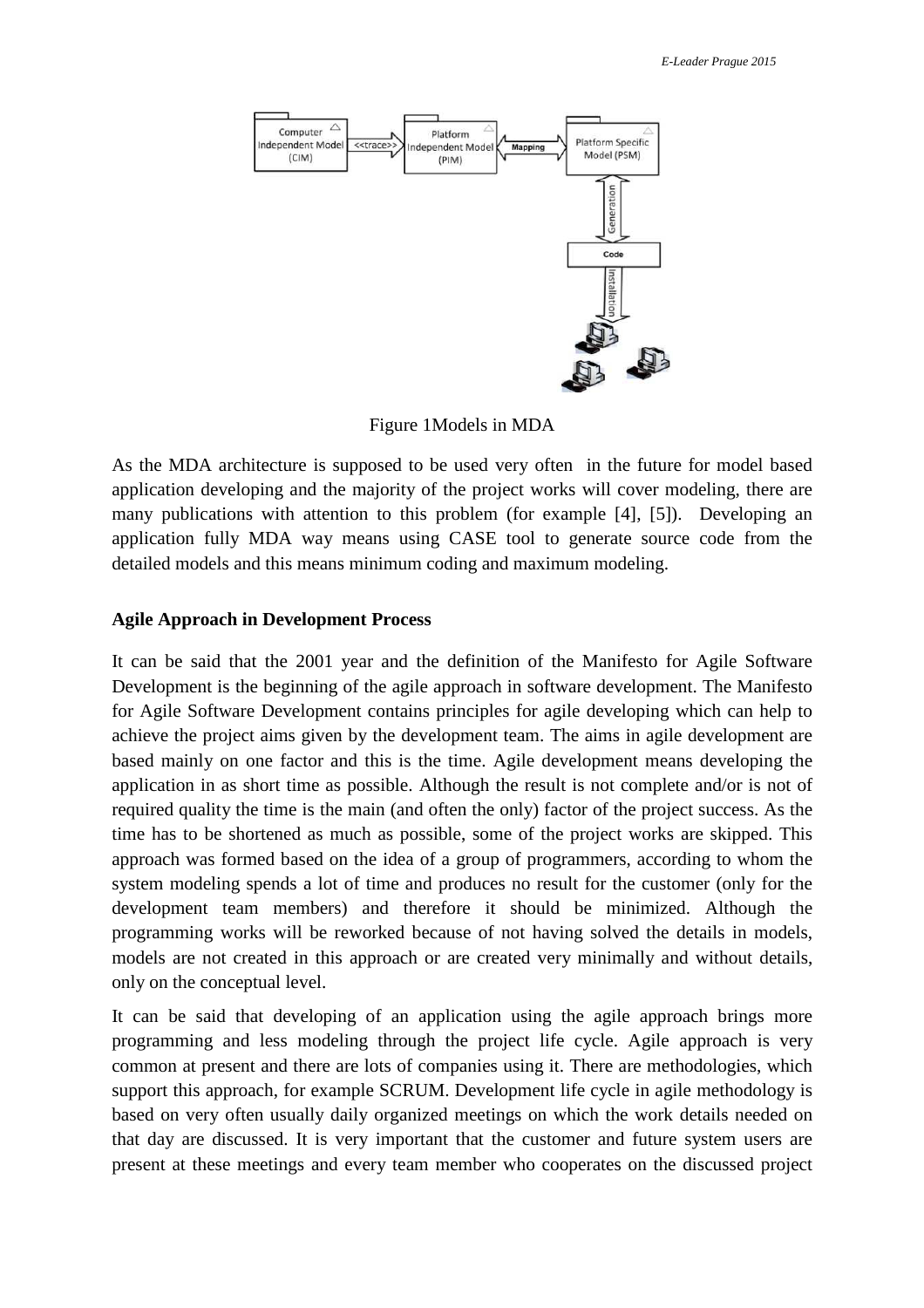Figure 1Models in MDA

As the MDA architecture is supposed to be used very often in the future for model based application developing and the majority of the project works will cover modeling, there are many publications with attention to this problem (for example [4], [5]). Developing an application fully MDA way means using CASE tool to generate source code from the detailed models and this means minimum coding and maximum modeling.

**Agile Approach in Development Process**

It can be said that the 2001 year and the definition of the Manifesto for Agile Software Development is the beginning of the agile approach in software development. The Manifesto for Agile Software Development contains principles for agile developing which can help to achieve the project aims given by the development team. The aims in agile development are based mainly on one factor and this is the time. Agile development means developing the application in as short time as possible. Although the result is not complete and/or is not of required quality the time is the main (and often the only) factor of the project success. As the time has to be shortened as much as possible, some of the project works are skipped. This approach was formed based on the idea of a group of programmers, according to whom the system modeling spends a lot of time and produces no result for the customer (only for the development team members) and therefore it should be minimized. Although the programming works will be reworked because of not having solved the details in models, models are not created in this approach or are created very minimally and without details, only on the conceptual level.

It can be said that developing of an application using the agile approach brings more programming and less modeling through the project life cycle. Agile approach is very common at present and there are lots of companies using it. There are methodologies, which support this approach, for example SCRUM. Development life cycle in agile methodology is based on very often usually daily organized meetings on which the work details needed on that day are discussed. It is very important that the customer and future system users are present at these meetings and every team member who cooperates on the discussed project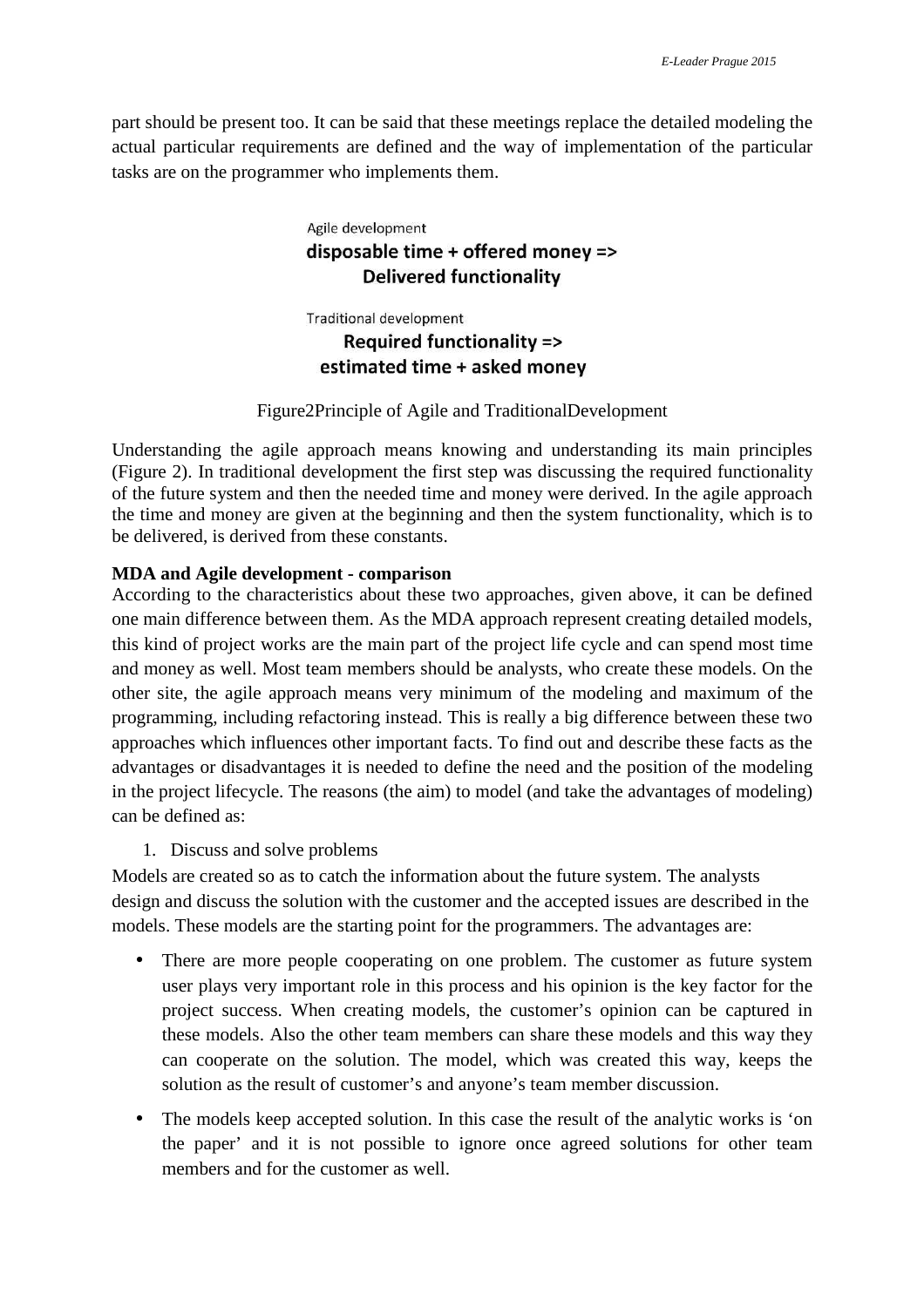part should be present too. It can be said that these meetings replace the detailed modeling the actual particular requirements are defined and the way of implementation of the particular tasks are on the programmer who implements them.

Agile development
**disposable time + offered money => Delivered functionality**

Traditional development
**Required functionality => estimated time + asked money**

Figure2Principle of Agile and TraditionalDevelopment

Understanding the agile approach means knowing and understanding its main principles (Figure 2). In traditional development the first step was discussing the required functionality of the future system and then the needed time and money were derived. In the agile approach the time and money are given at the beginning and then the system functionality, which is to be delivered, is derived from these constants.

**MDA and Agile development - comparison**

According to the characteristics about these two approaches, given above, it can be defined one main difference between them. As the MDA approach represent creating detailed models, this kind of project works are the main part of the project life cycle and can spend most time and money as well. Most team members should be analysts, who create these models. On the other site, the agile approach means very minimum of the modeling and maximum of the programming, including refactoring instead. This is really a big difference between these two approaches which influences other important facts. To find out and describe these facts as the advantages or disadvantages it is needed to define the need and the position of the modeling in the project lifecycle. The reasons (the aim) to model (and take the advantages of modeling) can be defined as:

1. Discuss and solve problems

Models are created so as to catch the information about the future system. The analysts design and discuss the solution with the customer and the accepted issues are described in the models. These models are the starting point for the programmers. The advantages are:

- There are more people cooperating on one problem. The customer as future system user plays very important role in this process and his opinion is the key factor for the project success. When creating models, the customer's opinion can be captured in these models. Also the other team members can share these models and this way they can cooperate on the solution. The model, which was created this way, keeps the solution as the result of customer's and anyone's team member discussion.
- The models keep accepted solution. In this case the result of the analytic works is 'on the paper' and it is not possible to ignore once agreed solutions for other team members and for the customer as well.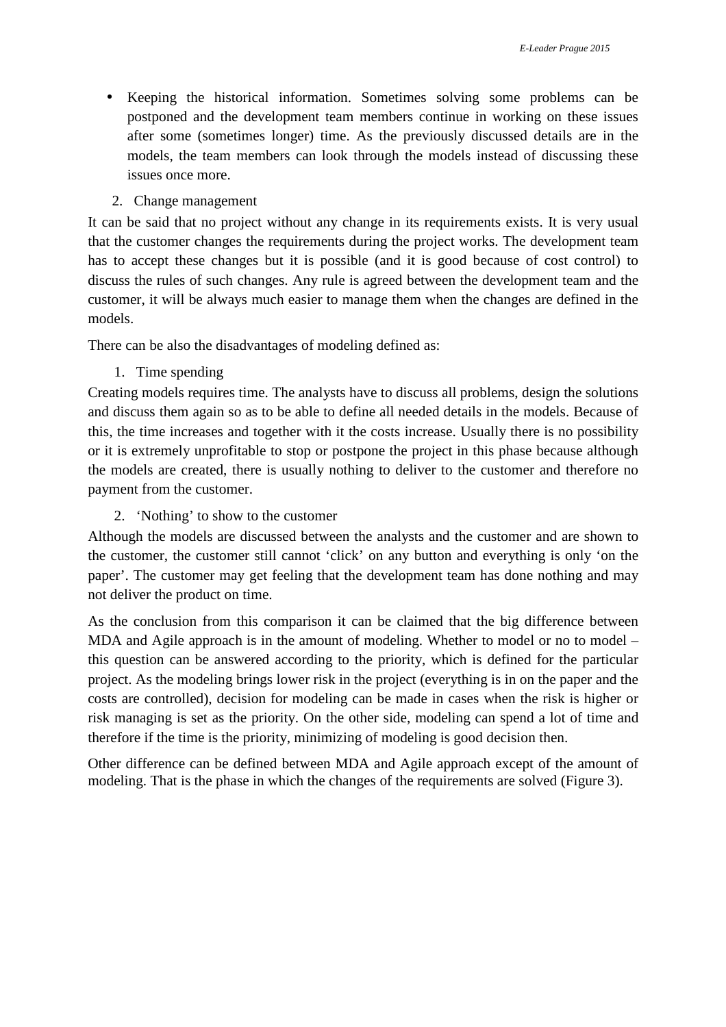- Keeping the historical information. Sometimes solving some problems can be postponed and the development team members continue in working on these issues after some (sometimes longer) time. As the previously discussed details are in the models, the team members can look through the models instead of discussing these issues once more.

2. Change management

It can be said that no project without any change in its requirements exists. It is very usual that the customer changes the requirements during the project works. The development team has to accept these changes but it is possible (and it is good because of cost control) to discuss the rules of such changes. Any rule is agreed between the development team and the customer, it will be always much easier to manage them when the changes are defined in the models.

There can be also the disadvantages of modeling defined as:

1. Time spending

Creating models requires time. The analysts have to discuss all problems, design the solutions and discuss them again so as to be able to define all needed details in the models. Because of this, the time increases and together with it the costs increase. Usually there is no possibility or it is extremely unprofitable to stop or postpone the project in this phase because although the models are created, there is usually nothing to deliver to the customer and therefore no payment from the customer.

2. 'Nothing' to show to the customer

Although the models are discussed between the analysts and the customer and are shown to the customer, the customer still cannot 'click' on any button and everything is only 'on the paper'. The customer may get feeling that the development team has done nothing and may not deliver the product on time.

As the conclusion from this comparison it can be claimed that the big difference between MDA and Agile approach is in the amount of modeling. Whether to model or no to model – this question can be answered according to the priority, which is defined for the particular project. As the modeling brings lower risk in the project (everything is in on the paper and the costs are controlled), decision for modeling can be made in cases when the risk is higher or risk managing is set as the priority. On the other side, modeling can spend a lot of time and therefore if the time is the priority, minimizing of modeling is good decision then.

Other difference can be defined between MDA and Agile approach except of the amount of modeling. That is the phase in which the changes of the requirements are solved (Figure 3).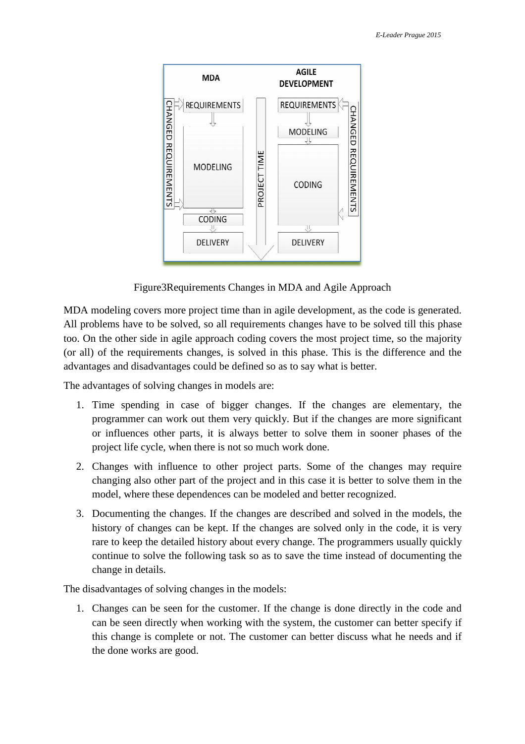Figure3Requirements Changes in MDA and Agile Approach

MDA modeling covers more project time than in agile development, as the code is generated. All problems have to be solved, so all requirements changes have to be solved till this phase too. On the other side in agile approach coding covers the most project time, so the majority (or all) of the requirements changes, is solved in this phase. This is the difference and the advantages and disadvantages could be defined so as to say what is better.

The advantages of solving changes in models are:

1. Time spending in case of bigger changes. If the changes are elementary, the programmer can work out them very quickly. But if the changes are more significant or influences other parts, it is always better to solve them in sooner phases of the project life cycle, when there is not so much work done.
2. Changes with influence to other project parts. Some of the changes may require changing also other part of the project and in this case it is better to solve them in the model, where these dependences can be modeled and better recognized.
3. Documenting the changes. If the changes are described and solved in the models, the history of changes can be kept. If the changes are solved only in the code, it is very rare to keep the detailed history about every change. The programmers usually quickly continue to solve the following task so as to save the time instead of documenting the change in details.

The disadvantages of solving changes in the models:

1. Changes can be seen for the customer. If the change is done directly in the code and can be seen directly when working with the system, the customer can better specify if this change is complete or not. The customer can better discuss what he needs and if the done works are good.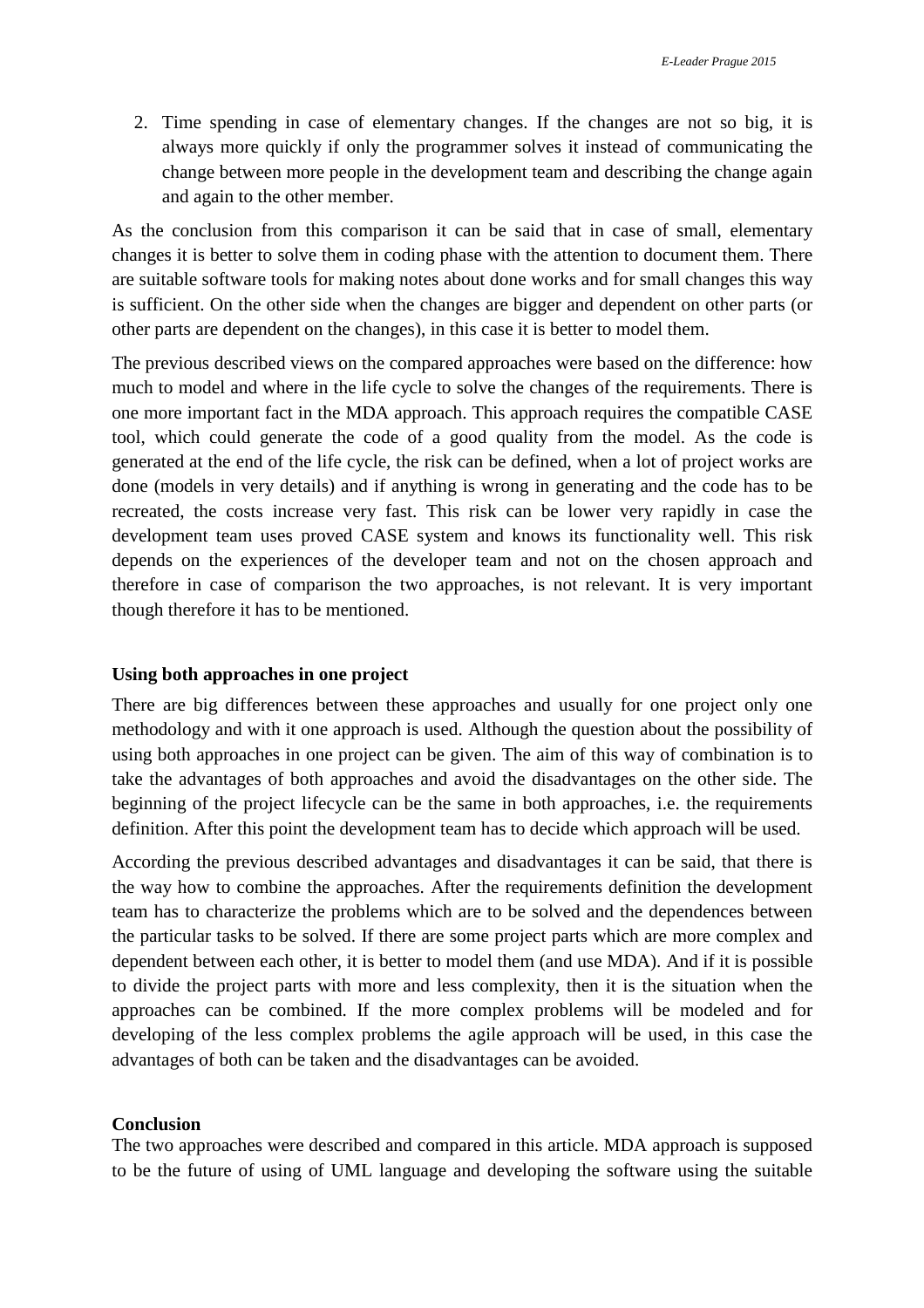2. Time spending in case of elementary changes. If the changes are not so big, it is always more quickly if only the programmer solves it instead of communicating the change between more people in the development team and describing the change again and again to the other member.

As the conclusion from this comparison it can be said that in case of small, elementary changes it is better to solve them in coding phase with the attention to document them. There are suitable software tools for making notes about done works and for small changes this way is sufficient. On the other side when the changes are bigger and dependent on other parts (or other parts are dependent on the changes), in this case it is better to model them.

The previous described views on the compared approaches were based on the difference: how much to model and where in the life cycle to solve the changes of the requirements. There is one more important fact in the MDA approach. This approach requires the compatible CASE tool, which could generate the code of a good quality from the model. As the code is generated at the end of the life cycle, the risk can be defined, when a lot of project works are done (models in very details) and if anything is wrong in generating and the code has to be recreated, the costs increase very fast. This risk can be lower very rapidly in case the development team uses proved CASE system and knows its functionality well. This risk depends on the experiences of the developer team and not on the chosen approach and therefore in case of comparison the two approaches, is not relevant. It is very important though therefore it has to be mentioned.

**Using both approaches in one project**

There are big differences between these approaches and usually for one project only one methodology and with it one approach is used. Although the question about the possibility of using both approaches in one project can be given. The aim of this way of combination is to take the advantages of both approaches and avoid the disadvantages on the other side. The beginning of the project lifecycle can be the same in both approaches, i.e. the requirements definition. After this point the development team has to decide which approach will be used.

According the previous described advantages and disadvantages it can be said, that there is the way how to combine the approaches. After the requirements definition the development team has to characterize the problems which are to be solved and the dependences between the particular tasks to be solved. If there are some project parts which are more complex and dependent between each other, it is better to model them (and use MDA). And if it is possible to divide the project parts with more and less complexity, then it is the situation when the approaches can be combined. If the more complex problems will be modeled and for developing of the less complex problems the agile approach will be used, in this case the advantages of both can be taken and the disadvantages can be avoided.

**Conclusion**

The two approaches were described and compared in this article. MDA approach is supposed to be the future of using of UML language and developing the software using the suitable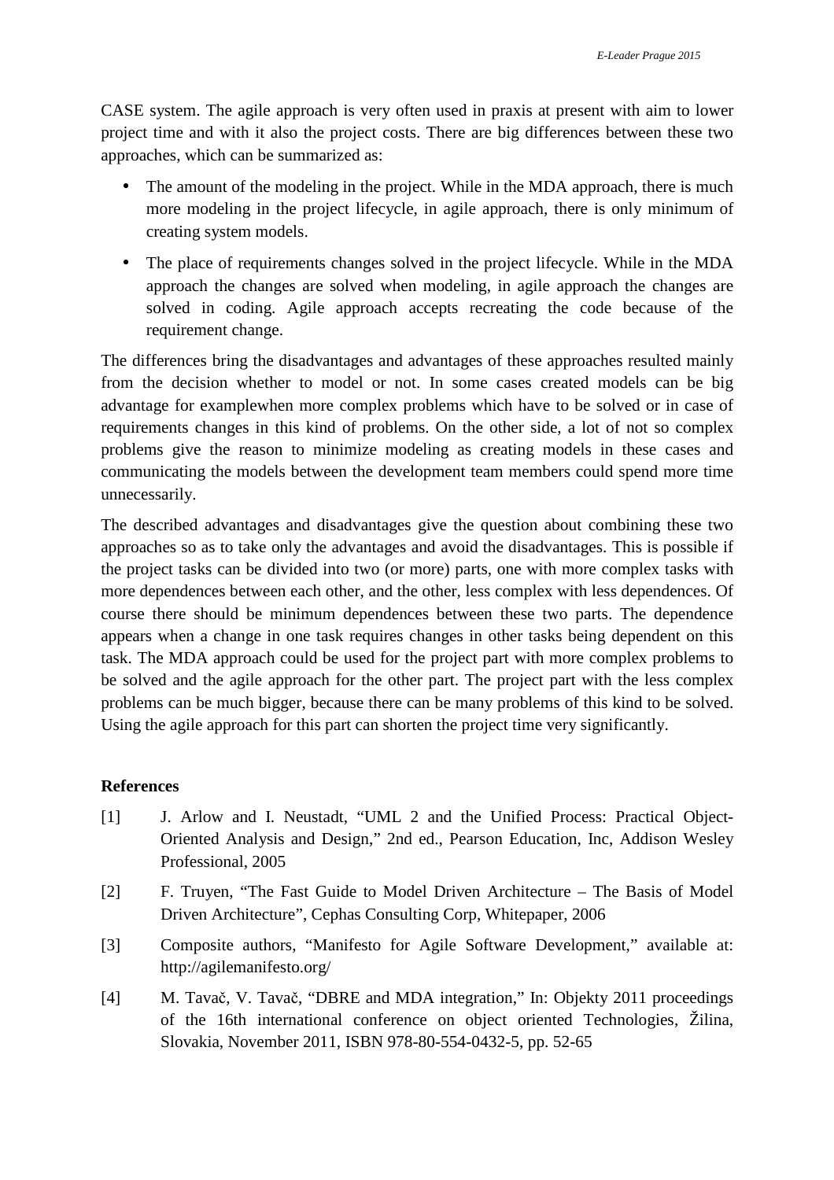CASE system. The agile approach is very often used in praxis at present with aim to lower project time and with it also the project costs. There are big differences between these two approaches, which can be summarized as:

- The amount of the modeling in the project. While in the MDA approach, there is much more modeling in the project lifecycle, in agile approach, there is only minimum of creating system models.
- The place of requirements changes solved in the project lifecycle. While in the MDA approach the changes are solved when modeling, in agile approach the changes are solved in coding. Agile approach accepts recreating the code because of the requirement change.

The differences bring the disadvantages and advantages of these approaches resulted mainly from the decision whether to model or not. In some cases created models can be big advantage for examplewhen more complex problems which have to be solved or in case of requirements changes in this kind of problems. On the other side, a lot of not so complex problems give the reason to minimize modeling as creating models in these cases and communicating the models between the development team members could spend more time unnecessarily.

The described advantages and disadvantages give the question about combining these two approaches so as to take only the advantages and avoid the disadvantages. This is possible if the project tasks can be divided into two (or more) parts, one with more complex tasks with more dependences between each other, and the other, less complex with less dependences. Of course there should be minimum dependences between these two parts. The dependence appears when a change in one task requires changes in other tasks being dependent on this task. The MDA approach could be used for the project part with more complex problems to be solved and the agile approach for the other part. The project part with the less complex problems can be much bigger, because there can be many problems of this kind to be solved. Using the agile approach for this part can shorten the project time very significantly.

## References

[1] J. Arlow and I. Neustadt, "UML 2 and the Unified Process: Practical Object-Oriented Analysis and Design," 2nd ed., Pearson Education, Inc, Addison Wesley Professional, 2005

[2] F. Truyen, "The Fast Guide to Model Driven Architecture – The Basis of Model Driven Architecture", Cephas Consulting Corp, Whitepaper, 2006

[3] Composite authors, "Manifesto for Agile Software Development," available at: http://agilemanifesto.org/

[4] M. Tavač, V. Tavač, "DBRE and MDA integration," In: Objekty 2011 proceedings of the 16th international conference on object oriented Technologies, Žilina, Slovakia, November 2011, ISBN 978-80-554-0432-5, pp. 52-65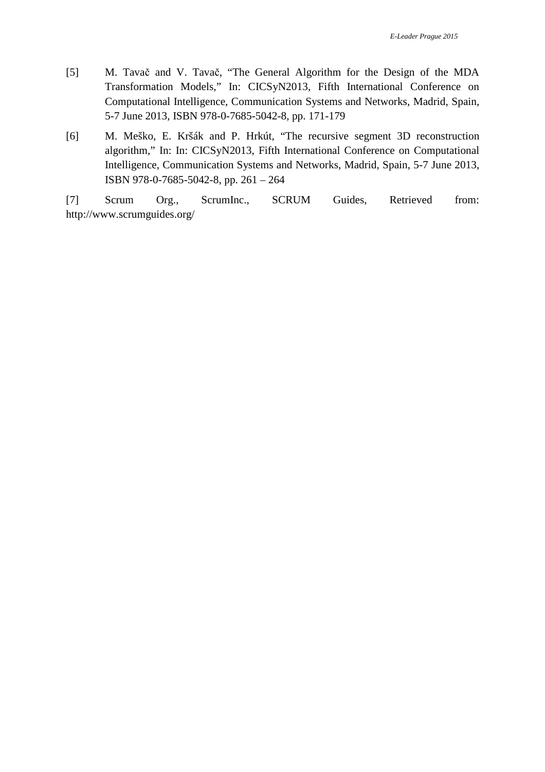[5] M. Tavač and V. Tavač, "The General Algorithm for the Design of the MDA Transformation Models," In: CICSyN2013, Fifth International Conference on Computational Intelligence, Communication Systems and Networks, Madrid, Spain, 5-7 June 2013, ISBN 978-0-7685-5042-8, pp. 171-179

[6] M. Meško, E. Kršák and P. Hrkút, "The recursive segment 3D reconstruction algorithm," In: In: CICSyN2013, Fifth International Conference on Computational Intelligence, Communication Systems and Networks, Madrid, Spain, 5-7 June 2013, ISBN 978-0-7685-5042-8, pp. 261 – 264

[7] Scrum Org., ScrumInc., SCRUM Guides, Retrieved from: http://www.scrumguides.org/